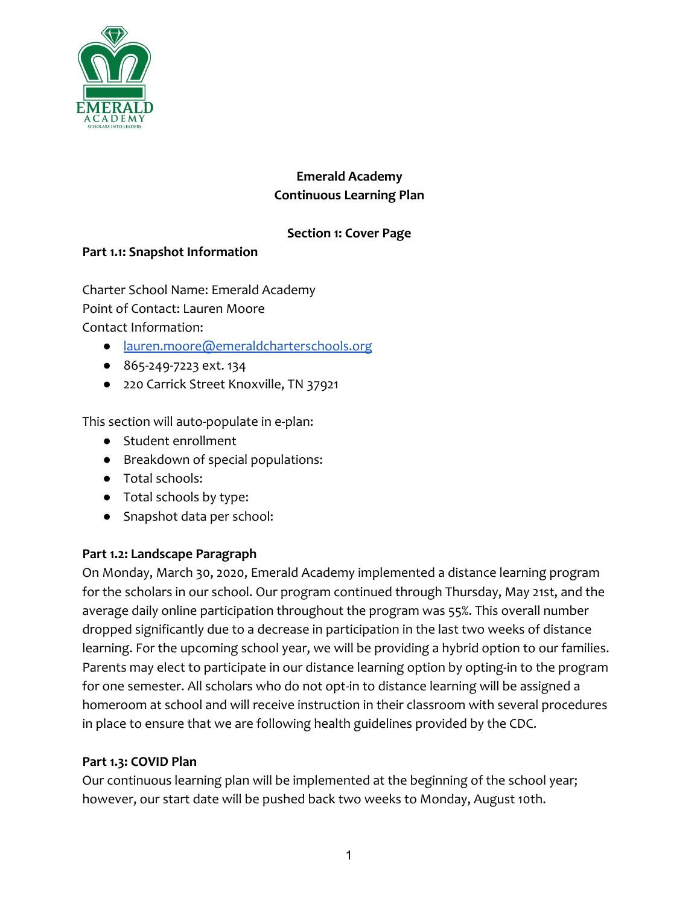# Emerald Academy
# Continuous Learning Plan

## Section 1: Cover Page

### Part 1.1: Snapshot Information

Charter School Name: Emerald Academy
Point of Contact: Lauren Moore
Contact Information:

- lauren.moore@emeraldcharterschools.org
- 865-249-7223 ext. 134
- 220 Carrick Street Knoxville, TN 37921

This section will auto-populate in e-plan:

- Student enrollment
- Breakdown of special populations:
- Total schools:
- Total schools by type:
- Snapshot data per school:

### Part 1.2: Landscape Paragraph

On Monday, March 30, 2020, Emerald Academy implemented a distance learning program for the scholars in our school. Our program continued through Thursday, May 21st, and the average daily online participation throughout the program was 55%. This overall number dropped significantly due to a decrease in participation in the last two weeks of distance learning. For the upcoming school year, we will be providing a hybrid option to our families. Parents may elect to participate in our distance learning option by opting-in to the program for one semester. All scholars who do not opt-in to distance learning will be assigned a homeroom at school and will receive instruction in their classroom with several procedures in place to ensure that we are following health guidelines provided by the CDC.

### Part 1.3: COVID Plan

Our continuous learning plan will be implemented at the beginning of the school year; however, our start date will be pushed back two weeks to Monday, August 10th.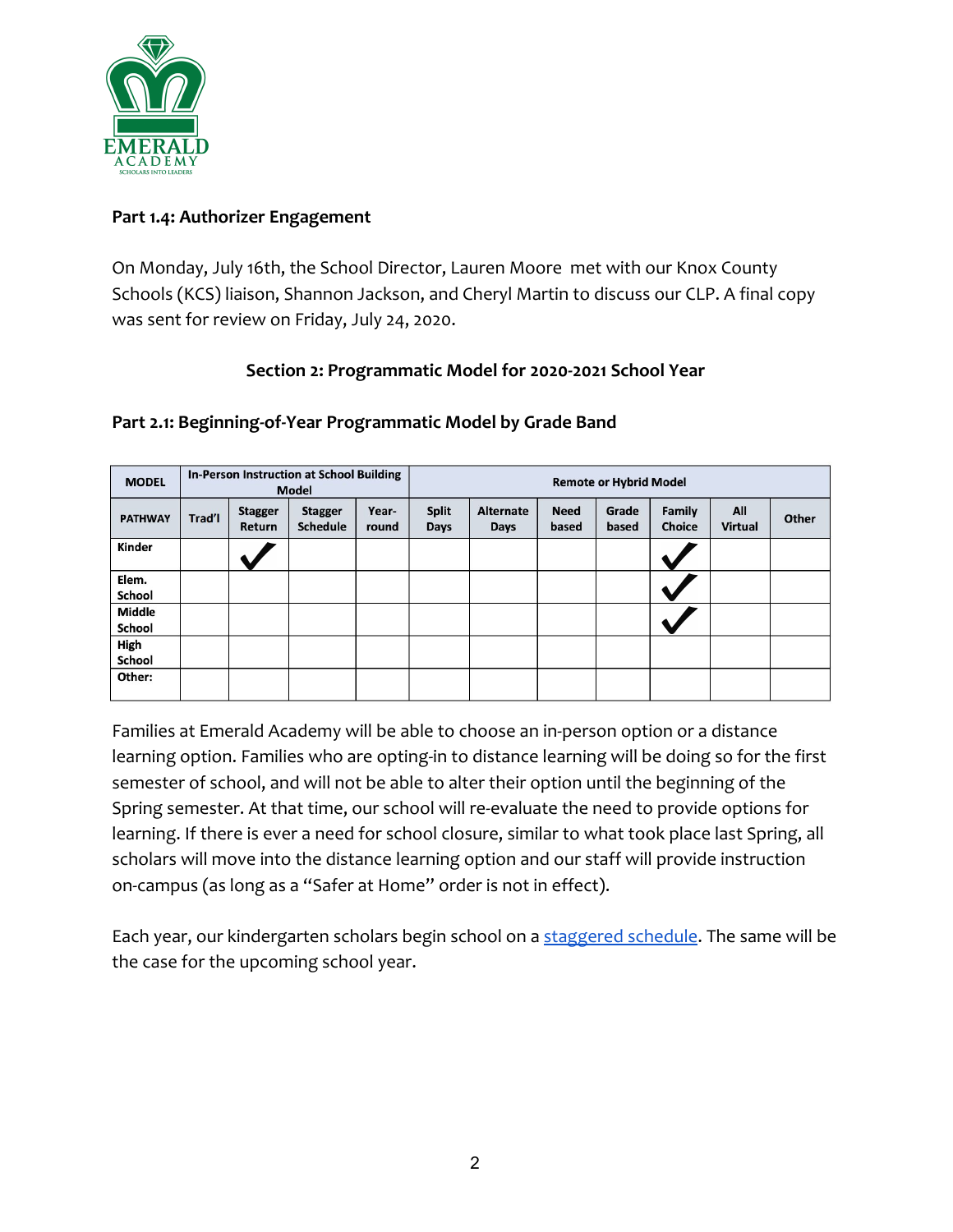### Part 1.4: Authorizer Engagement

On Monday, July 16th, the School Director, Lauren Moore  met with our Knox County Schools (KCS) liaison, Shannon Jackson, and Cheryl Martin to discuss our CLP. A final copy was sent for review on Friday, July 24, 2020.

## Section 2: Programmatic Model for 2020-2021 School Year

### Part 2.1: Beginning-of-Year Programmatic Model by Grade Band

| MODEL | In-Person Instruction at School Building Model | | | | Remote or Hybrid Model | | | | | | |
|---|---|---|---|---|---|---|---|---|---|---|---|
| PATHWAY | Trad'l | Stagger Return | Stagger Schedule | Year-round | Split Days | Alternate Days | Need based | Grade based | Family Choice | All Virtual | Other |
| Kinder | | ✓ | | | | | | | ✓ | | |
| Elem. School | | | | | | | | | ✓ | | |
| Middle School | | | | | | | | | ✓ | | |
| High School | | | | | | | | | | | |
| Other: | | | | | | | | | | | |

Families at Emerald Academy will be able to choose an in-person option or a distance learning option. Families who are opting-in to distance learning will be doing so for the first semester of school, and will not be able to alter their option until the beginning of the Spring semester. At that time, our school will re-evaluate the need to provide options for learning. If there is ever a need for school closure, similar to what took place last Spring, all scholars will move into the distance learning option and our staff will provide instruction on-campus (as long as a "Safer at Home" order is not in effect).

Each year, our kindergarten scholars begin school on a staggered schedule. The same will be the case for the upcoming school year.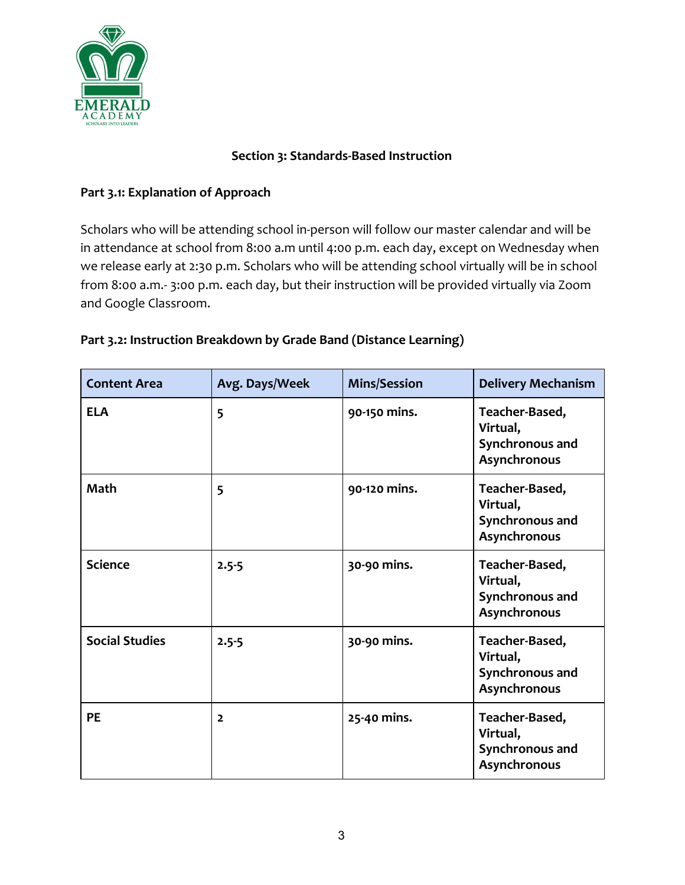## Section 3: Standards-Based Instruction

### Part 3.1: Explanation of Approach

Scholars who will be attending school in-person will follow our master calendar and will be in attendance at school from 8:00 a.m until 4:00 p.m. each day, except on Wednesday when we release early at 2:30 p.m. Scholars who will be attending school virtually will be in school from 8:00 a.m.- 3:00 p.m. each day, but their instruction will be provided virtually via Zoom and Google Classroom.

### Part 3.2: Instruction Breakdown by Grade Band (Distance Learning)

| Content Area | Avg. Days/Week | Mins/Session | Delivery Mechanism |
|---|---|---|---|
| **ELA** | **5** | **90-150 mins.** | **Teacher-Based, Virtual, Synchronous and Asynchronous** |
| **Math** | **5** | **90-120 mins.** | **Teacher-Based, Virtual, Synchronous and Asynchronous** |
| **Science** | **2.5-5** | **30-90 mins.** | **Teacher-Based, Virtual, Synchronous and Asynchronous** |
| **Social Studies** | **2.5-5** | **30-90 mins.** | **Teacher-Based, Virtual, Synchronous and Asynchronous** |
| **PE** | **2** | **25-40 mins.** | **Teacher-Based, Virtual, Synchronous and Asynchronous** |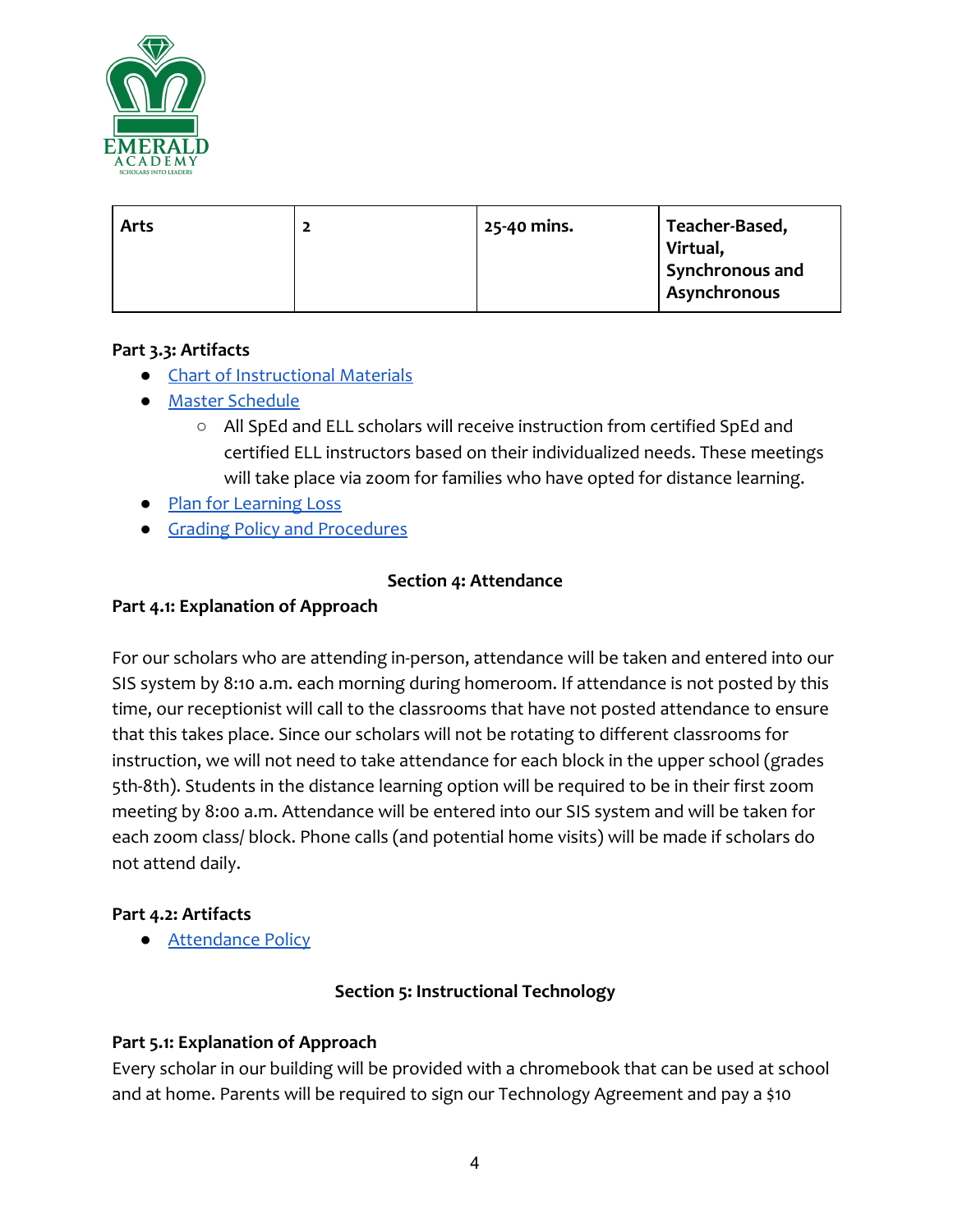| Arts | 2 | 25-40 mins. | Teacher-Based, Virtual, Synchronous and Asynchronous |
|---|---|---|---|

**Part 3.3: Artifacts**

- Chart of Instructional Materials
- Master Schedule
  - All SpEd and ELL scholars will receive instruction from certified SpEd and certified ELL instructors based on their individualized needs. These meetings will take place via zoom for families who have opted for distance learning.
- Plan for Learning Loss
- Grading Policy and Procedures

## Section 4: Attendance

**Part 4.1: Explanation of Approach**

For our scholars who are attending in-person, attendance will be taken and entered into our SIS system by 8:10 a.m. each morning during homeroom. If attendance is not posted by this time, our receptionist will call to the classrooms that have not posted attendance to ensure that this takes place. Since our scholars will not be rotating to different classrooms for instruction, we will not need to take attendance for each block in the upper school (grades 5th-8th). Students in the distance learning option will be required to be in their first zoom meeting by 8:00 a.m. Attendance will be entered into our SIS system and will be taken for each zoom class/ block. Phone calls (and potential home visits) will be made if scholars do not attend daily.

**Part 4.2: Artifacts**

- Attendance Policy

## Section 5: Instructional Technology

**Part 5.1: Explanation of Approach**

Every scholar in our building will be provided with a chromebook that can be used at school and at home. Parents will be required to sign our Technology Agreement and pay a $10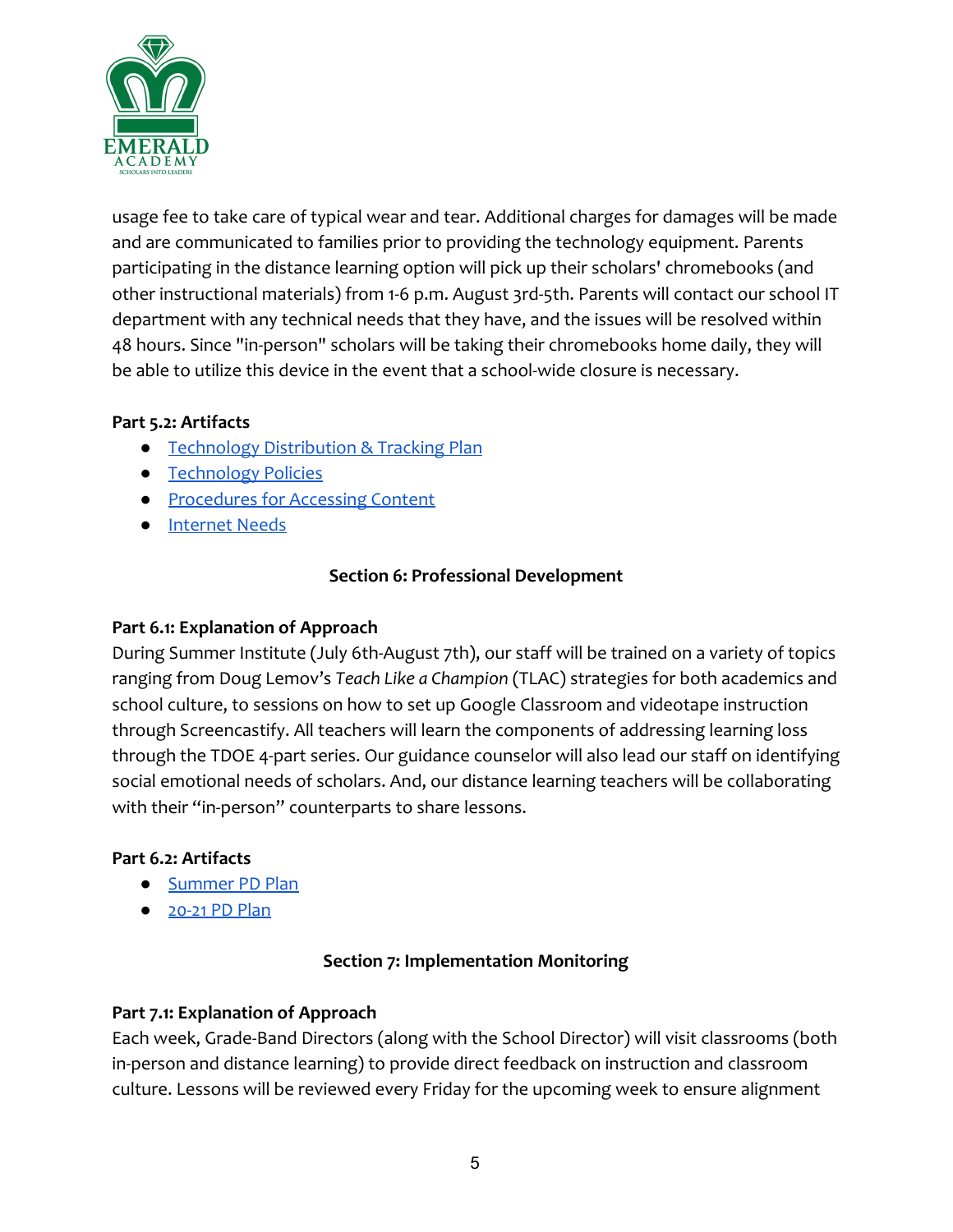usage fee to take care of typical wear and tear. Additional charges for damages will be made and are communicated to families prior to providing the technology equipment. Parents participating in the distance learning option will pick up their scholars' chromebooks (and other instructional materials) from 1-6 p.m. August 3rd-5th. Parents will contact our school IT department with any technical needs that they have, and the issues will be resolved within 48 hours. Since "in-person" scholars will be taking their chromebooks home daily, they will be able to utilize this device in the event that a school-wide closure is necessary.

**Part 5.2: Artifacts**

- Technology Distribution & Tracking Plan
- Technology Policies
- Procedures for Accessing Content
- Internet Needs

## Section 6: Professional Development

**Part 6.1: Explanation of Approach**

During Summer Institute (July 6th-August 7th), our staff will be trained on a variety of topics ranging from Doug Lemov's *Teach Like a Champion* (TLAC) strategies for both academics and school culture, to sessions on how to set up Google Classroom and videotape instruction through Screencastify. All teachers will learn the components of addressing learning loss through the TDOE 4-part series. Our guidance counselor will also lead our staff on identifying social emotional needs of scholars. And, our distance learning teachers will be collaborating with their "in-person" counterparts to share lessons.

**Part 6.2: Artifacts**

- Summer PD Plan
- 20-21 PD Plan

## Section 7: Implementation Monitoring

**Part 7.1: Explanation of Approach**

Each week, Grade-Band Directors (along with the School Director) will visit classrooms (both in-person and distance learning) to provide direct feedback on instruction and classroom culture. Lessons will be reviewed every Friday for the upcoming week to ensure alignment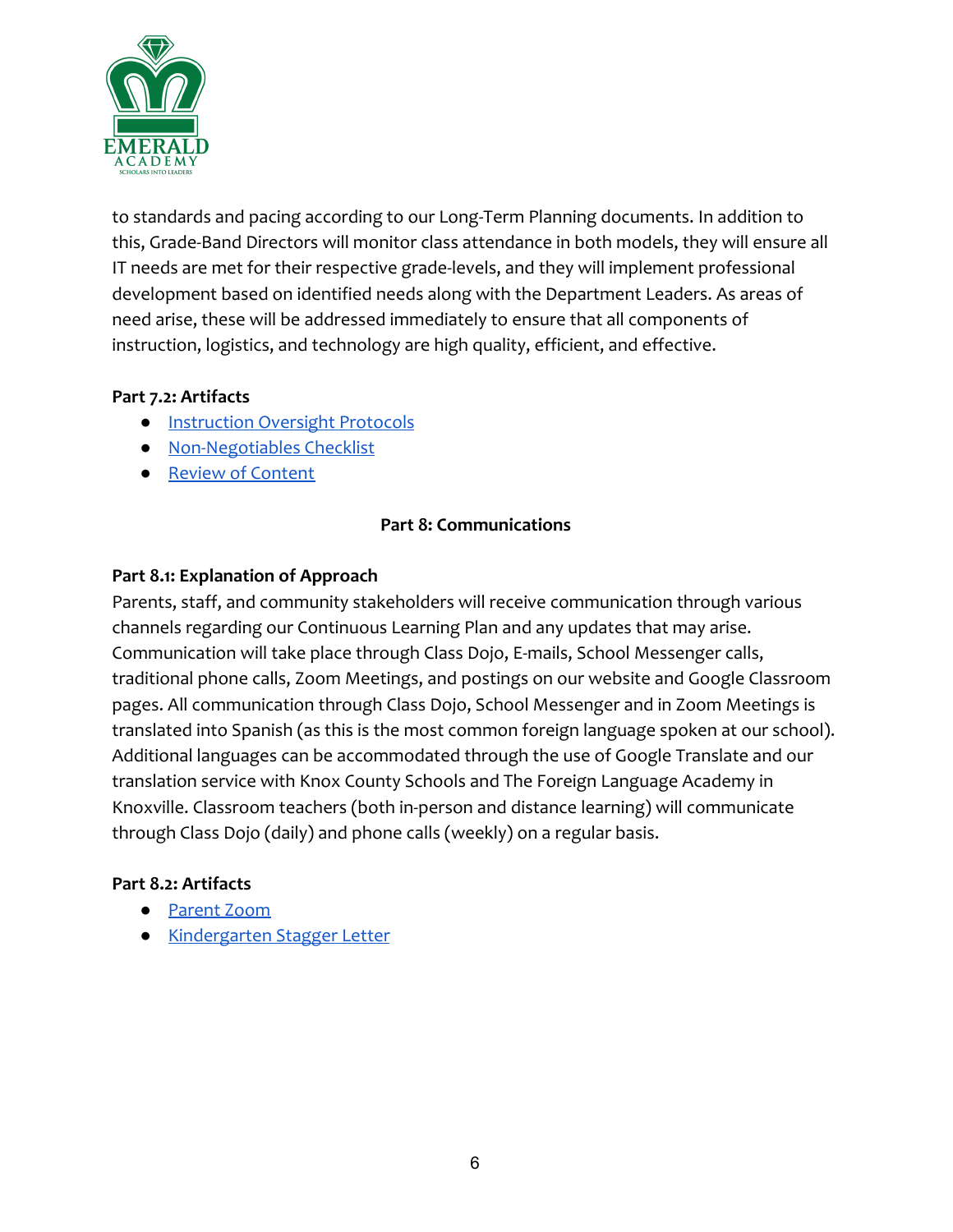to standards and pacing according to our Long-Term Planning documents. In addition to this, Grade-Band Directors will monitor class attendance in both models, they will ensure all IT needs are met for their respective grade-levels, and they will implement professional development based on identified needs along with the Department Leaders. As areas of need arise, these will be addressed immediately to ensure that all components of instruction, logistics, and technology are high quality, efficient, and effective.

**Part 7.2: Artifacts**

- Instruction Oversight Protocols
- Non-Negotiables Checklist
- Review of Content

## Part 8: Communications

**Part 8.1: Explanation of Approach**

Parents, staff, and community stakeholders will receive communication through various channels regarding our Continuous Learning Plan and any updates that may arise. Communication will take place through Class Dojo, E-mails, School Messenger calls, traditional phone calls, Zoom Meetings, and postings on our website and Google Classroom pages. All communication through Class Dojo, School Messenger and in Zoom Meetings is translated into Spanish (as this is the most common foreign language spoken at our school). Additional languages can be accommodated through the use of Google Translate and our translation service with Knox County Schools and The Foreign Language Academy in Knoxville. Classroom teachers (both in-person and distance learning) will communicate through Class Dojo (daily) and phone calls (weekly) on a regular basis.

**Part 8.2: Artifacts**

- Parent Zoom
- Kindergarten Stagger Letter